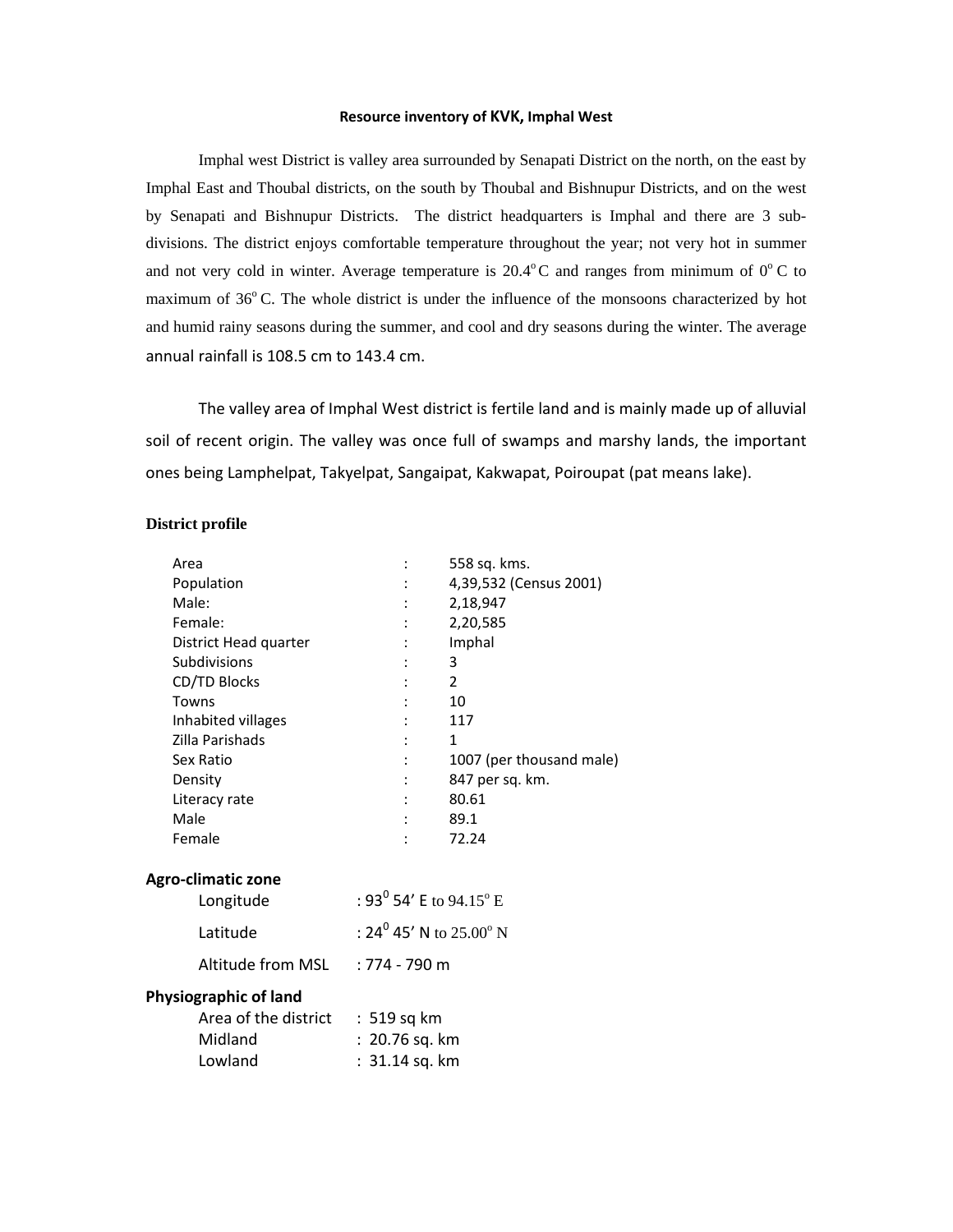# Resource inventory of KVK, Imphal West

Imphal west District is valley area surrounded by Senapati District on the north, on the east by Imphal East and Thoubal districts, on the south by Thoubal and Bishnupur Districts, and on the west by Senapati and Bishnupur Districts. The district headquarters is Imphal and there are 3 sub-divisions. The district enjoys comfortable temperature throughout the year; not very hot in summer and not very cold in winter. Average temperature is $20.4^{o}$C and ranges from minimum of $0^{o}$ C to maximum of $36^{o}$ C. The whole district is under the influence of the monsoons characterized by hot and humid rainy seasons during the summer, and cool and dry seasons during the winter. The average annual rainfall is 108.5 cm to 143.4 cm.

The valley area of Imphal West district is fertile land and is mainly made up of alluvial soil of recent origin. The valley was once full of swamps and marshy lands, the important ones being Lamphelpat, Takyelpat, Sangaipat, Kakwapat, Poiroupat (pat means lake).

## District profile

| | | |
|---|---|---|
| Area | : | 558 sq. kms. |
| Population | : | 4,39,532 (Census 2001) |
| Male: | : | 2,18,947 |
| Female: | : | 2,20,585 |
| District Head quarter | : | Imphal |
| Subdivisions | : | 3 |
| CD/TD Blocks | : | 2 |
| Towns | : | 10 |
| Inhabited villages | : | 117 |
| Zilla Parishads | : | 1 |
| Sex Ratio | : | 1007 (per thousand male) |
| Density | : | 847 per sq. km. |
| Literacy rate | : | 80.61 |
| Male | : | 89.1 |
| Female | : | 72.24 |

## Agro-climatic zone

| | |
|---|---|
| Longitude | : $93^{0}$ 54' E to $94.15^{o}$ E |
| Latitude | : $24^{0}$ 45' N to $25.00^{o}$ N |
| Altitude from MSL | : 774 - 790 m |

## Physiographic of land

| | |
|---|---|
| Area of the district | : 519 sq km |
| Midland | : 20.76 sq. km |
| Lowland | : 31.14 sq. km |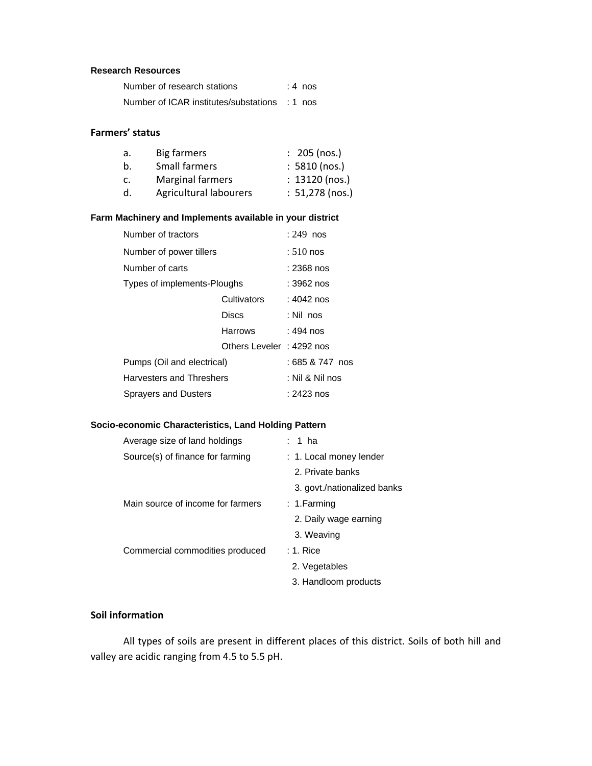### Research Resources

| | |
|---|---|
| Number of research stations | : 4 nos |
| Number of ICAR institutes/substations | : 1 nos |

### Farmers' status

| | | |
|---|---|---|
| a. | Big farmers | : 205 (nos.) |
| b. | Small farmers | : 5810 (nos.) |
| c. | Marginal farmers | : 13120 (nos.) |
| d. | Agricultural labourers | : 51,278 (nos.) |

### Farm Machinery and Implements available in your district

| | | |
|---|---|---|
| Number of tractors | | : 249 nos |
| Number of power tillers | | : 510 nos |
| Number of carts | | : 2368 nos |
| Types of implements-Ploughs | | : 3962 nos |
| | Cultivators | : 4042 nos |
| | Discs | : Nil nos |
| | Harrows | : 494 nos |
| | Others Leveler | : 4292 nos |
| Pumps (Oil and electrical) | | : 685 & 747 nos |
| Harvesters and Threshers | | : Nil & Nil nos |
| Sprayers and Dusters | | : 2423 nos |

### Socio-economic Characteristics, Land Holding Pattern

| | |
|---|---|
| Average size of land holdings | : 1 ha |
| Source(s) of finance for farming | : 1. Local money lender<br>2. Private banks<br>3. govt./nationalized banks |
| Main source of income for farmers | : 1.Farming<br>2. Daily wage earning<br>3. Weaving |
| Commercial commodities produced | : 1. Rice<br>2. Vegetables<br>3. Handloom products |

### Soil information

All types of soils are present in different places of this district. Soils of both hill and valley are acidic ranging from 4.5 to 5.5 pH.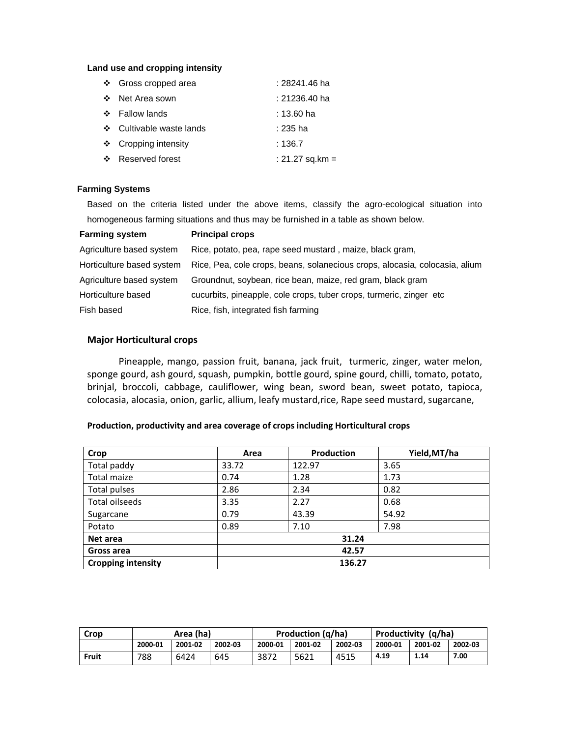**Land use and cropping intensity**

- Gross cropped area : 28241.46 ha
- Net Area sown : 21236.40 ha
- Fallow lands : 13.60 ha
- Cultivable waste lands : 235 ha
- Cropping intensity : 136.7
- Reserved forest : 21.27 sq.km =

**Farming Systems**

Based on the criteria listed under the above items, classify the agro-ecological situation into homogeneous farming situations and thus may be furnished in a table as shown below.

| Farming system | Principal crops |
|---|---|
| Agriculture based system | Rice, potato, pea, rape seed mustard , maize, black gram, |
| Horticulture based system | Rice, Pea, cole crops, beans, solanecious crops, alocasia, colocasia, alium |
| Agriculture based system | Groundnut, soybean, rice bean, maize, red gram, black gram |
| Horticulture based | cucurbits, pineapple, cole crops, tuber crops, turmeric, zinger etc |
| Fish based | Rice, fish, integrated fish farming |

**Major Horticultural crops**

Pineapple, mango, passion fruit, banana, jack fruit, turmeric, zinger, water melon, sponge gourd, ash gourd, squash, pumpkin, bottle gourd, spine gourd, chilli, tomato, potato, brinjal, broccoli, cabbage, cauliflower, wing bean, sword bean, sweet potato, tapioca, colocasia, alocasia, onion, garlic, allium, leafy mustard,rice, Rape seed mustard, sugarcane,

**Production, productivity and area coverage of crops including Horticultural crops**

| Crop | Area | Production | Yield,MT/ha |
|---|---|---|---|
| Total paddy | 33.72 | 122.97 | 3.65 |
| Total maize | 0.74 | 1.28 | 1.73 |
| Total pulses | 2.86 | 2.34 | 0.82 |
| Total oilseeds | 3.35 | 2.27 | 0.68 |
| Sugarcane | 0.79 | 43.39 | 54.92 |
| Potato | 0.89 | 7.10 | 7.98 |
| **Net area** | **31.24** | | |
| **Gross area** | **42.57** | | |
| **Cropping intensity** | **136.27** | | |

| Crop | Area (ha) | | | Production (q/ha) | | | Productivity (q/ha) | | |
|---|---|---|---|---|---|---|---|---|---|
| | 2000-01 | 2001-02 | 2002-03 | 2000-01 | 2001-02 | 2002-03 | 2000-01 | 2001-02 | 2002-03 |
| **Fruit** | 788 | 6424 | 645 | 3872 | 5621 | 4515 | 4.19 | 1.14 | 7.00 |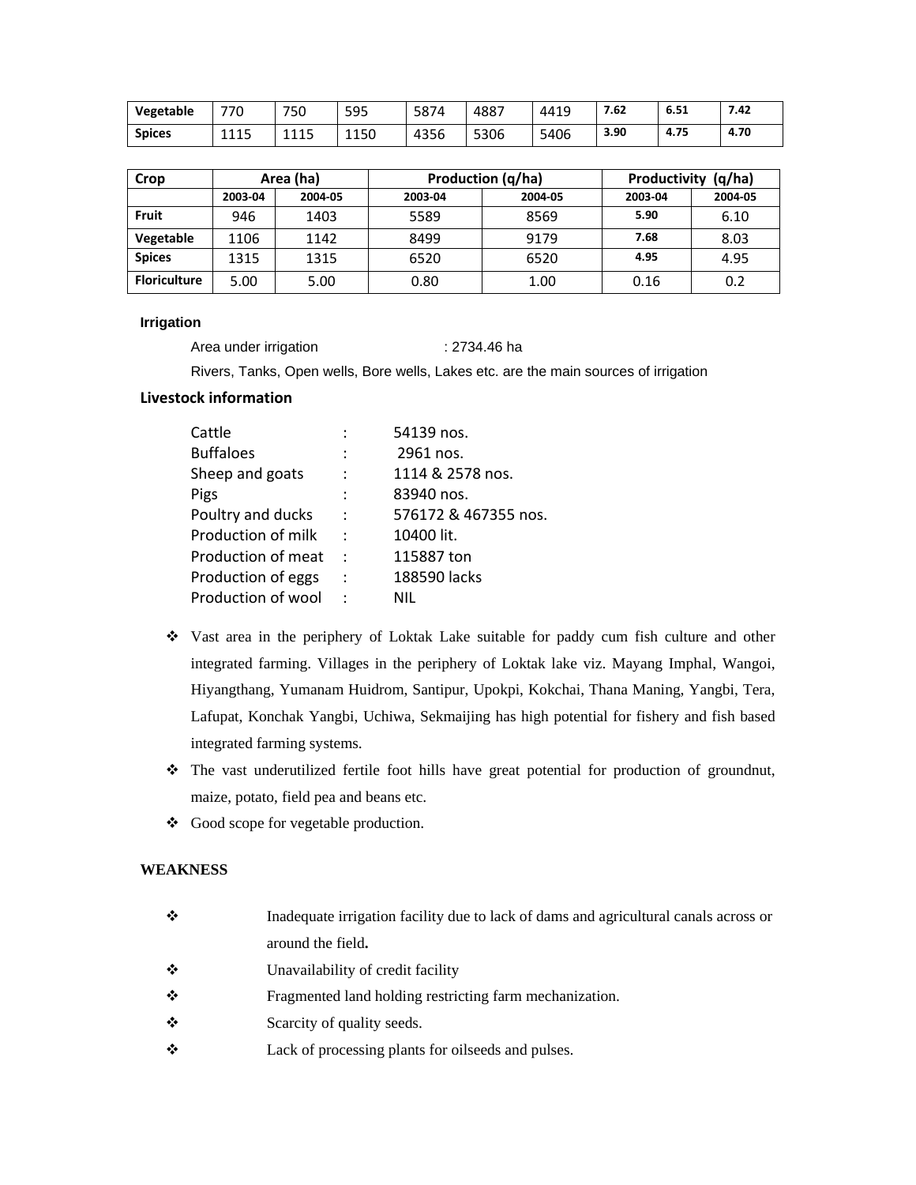| Vegetable | 770 | 750 | 595 | 5874 | 4887 | 4419 | 7.62 | 6.51 | 7.42 |
|---|---|---|---|---|---|---|---|---|---|
| Spices | 1115 | 1115 | 1150 | 4356 | 5306 | 5406 | 3.90 | 4.75 | 4.70 |

| Crop | Area (ha) | | Production (q/ha) | | Productivity (q/ha) | |
|---|---|---|---|---|---|---|
| | 2003-04 | 2004-05 | 2003-04 | 2004-05 | 2003-04 | 2004-05 |
| Fruit | 946 | 1403 | 5589 | 8569 | 5.90 | 6.10 |
| Vegetable | 1106 | 1142 | 8499 | 9179 | 7.68 | 8.03 |
| Spices | 1315 | 1315 | 6520 | 6520 | 4.95 | 4.95 |
| Floriculture | 5.00 | 5.00 | 0.80 | 1.00 | 0.16 | 0.2 |

**Irrigation**

Area under irrigation : 2734.46 ha

Rivers, Tanks, Open wells, Bore wells, Lakes etc. are the main sources of irrigation

**Livestock information**

| | | |
|---|---|---|
| Cattle | : | 54139 nos. |
| Buffaloes | : | 2961 nos. |
| Sheep and goats | : | 1114 & 2578 nos. |
| Pigs | : | 83940 nos. |
| Poultry and ducks | : | 576172 & 467355 nos. |
| Production of milk | : | 10400 lit. |
| Production of meat | : | 115887 ton |
| Production of eggs | : | 188590 lacks |
| Production of wool | : | NIL |

- Vast area in the periphery of Loktak Lake suitable for paddy cum fish culture and other integrated farming. Villages in the periphery of Loktak lake viz. Mayang Imphal, Wangoi, Hiyangthang, Yumanam Huidrom, Santipur, Upokpi, Kokchai, Thana Maning, Yangbi, Tera, Lafupat, Konchak Yangbi, Uchiwa, Sekmaijing has high potential for fishery and fish based integrated farming systems.
- The vast underutilized fertile foot hills have great potential for production of groundnut, maize, potato, field pea and beans etc.
- Good scope for vegetable production.

**WEAKNESS**

- Inadequate irrigation facility due to lack of dams and agricultural canals across or around the field**.**
- Unavailability of credit facility
- Fragmented land holding restricting farm mechanization.
- Scarcity of quality seeds.
- Lack of processing plants for oilseeds and pulses.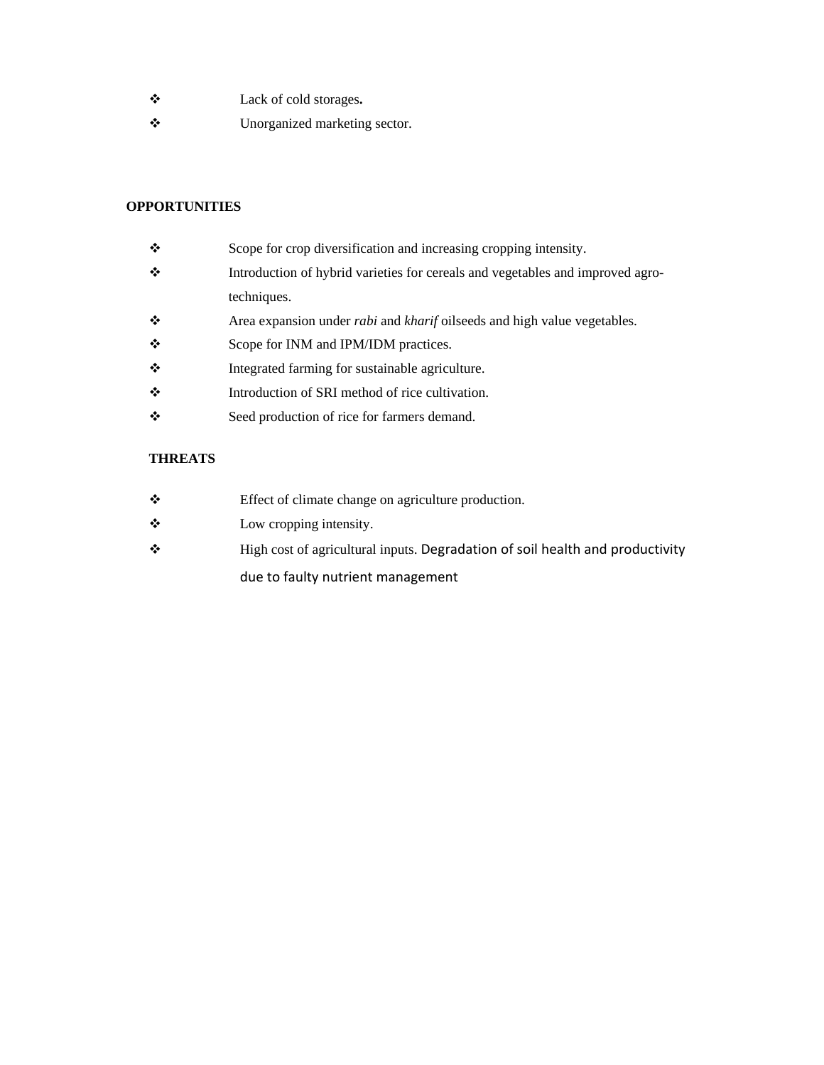- Lack of cold storages**.**
- Unorganized marketing sector.

**OPPORTUNITIES**

- Scope for crop diversification and increasing cropping intensity.
- Introduction of hybrid varieties for cereals and vegetables and improved agro-techniques.
- Area expansion under *rabi* and *kharif* oilseeds and high value vegetables.
- Scope for INM and IPM/IDM practices.
- Integrated farming for sustainable agriculture.
- Introduction of SRI method of rice cultivation.
- Seed production of rice for farmers demand.

**THREATS**

- Effect of climate change on agriculture production.
- Low cropping intensity.
- High cost of agricultural inputs. Degradation of soil health and productivity due to faulty nutrient management